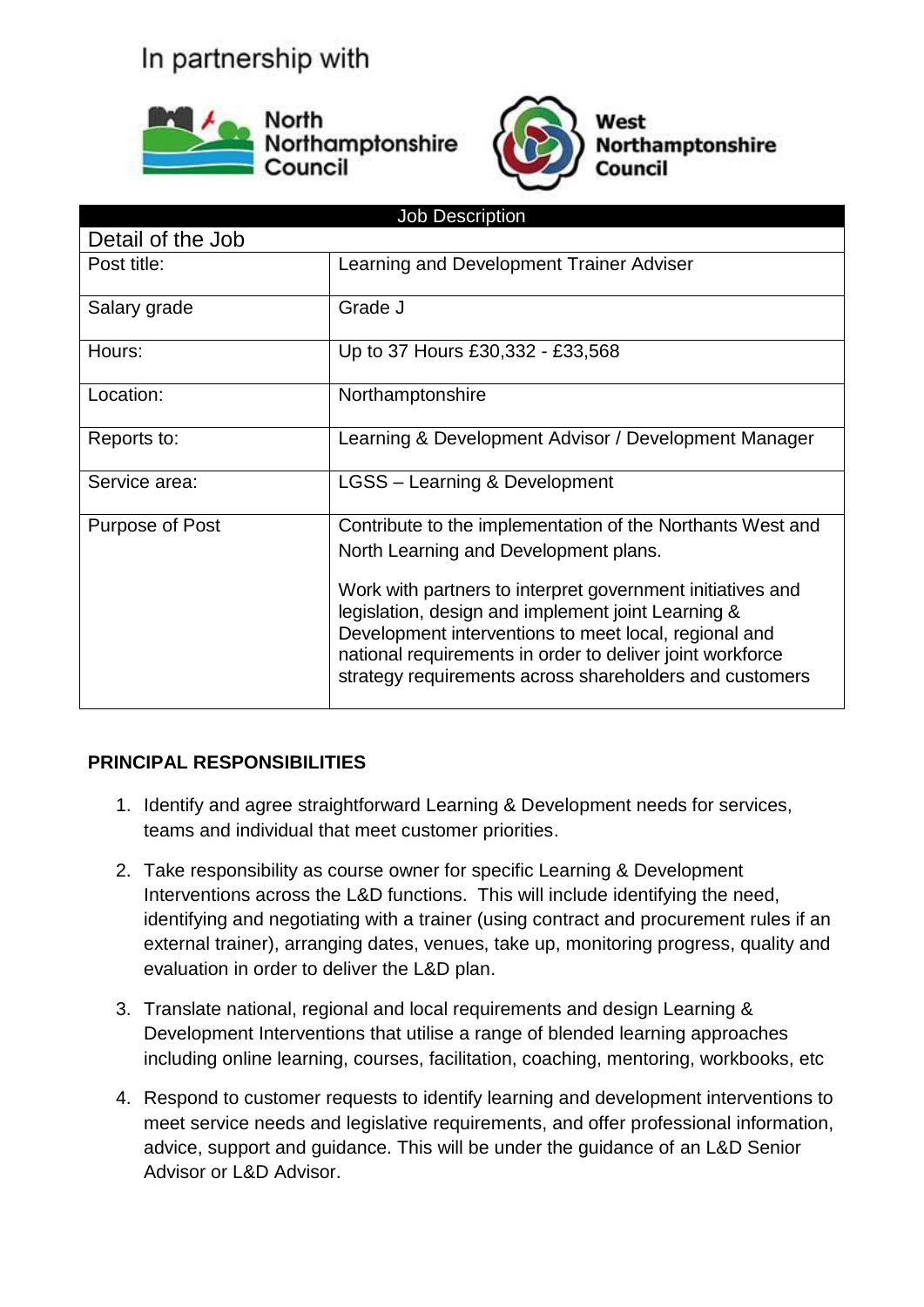In partnership with

North Northamptonshire Council

West Northamptonshire Council

| Job Description | |
|---|---|
| **Detail of the Job** | |
| Post title: | Learning and Development Trainer Adviser |
| Salary grade | Grade J |
| Hours: | Up to 37 Hours £30,332 - £33,568 |
| Location: | Northamptonshire |
| Reports to: | Learning & Development Advisor / Development Manager |
| Service area: | LGSS – Learning & Development |
| Purpose of Post | Contribute to the implementation of the Northants West and North Learning and Development plans.<br><br>Work with partners to interpret government initiatives and legislation, design and implement joint Learning & Development interventions to meet local, regional and national requirements in order to deliver joint workforce strategy requirements across shareholders and customers |

**PRINCIPAL RESPONSIBILITIES**

1. Identify and agree straightforward Learning & Development needs for services, teams and individual that meet customer priorities.
2. Take responsibility as course owner for specific Learning & Development Interventions across the L&D functions. This will include identifying the need, identifying and negotiating with a trainer (using contract and procurement rules if an external trainer), arranging dates, venues, take up, monitoring progress, quality and evaluation in order to deliver the L&D plan.
3. Translate national, regional and local requirements and design Learning & Development Interventions that utilise a range of blended learning approaches including online learning, courses, facilitation, coaching, mentoring, workbooks, etc
4. Respond to customer requests to identify learning and development interventions to meet service needs and legislative requirements, and offer professional information, advice, support and guidance. This will be under the guidance of an L&D Senior Advisor or L&D Advisor.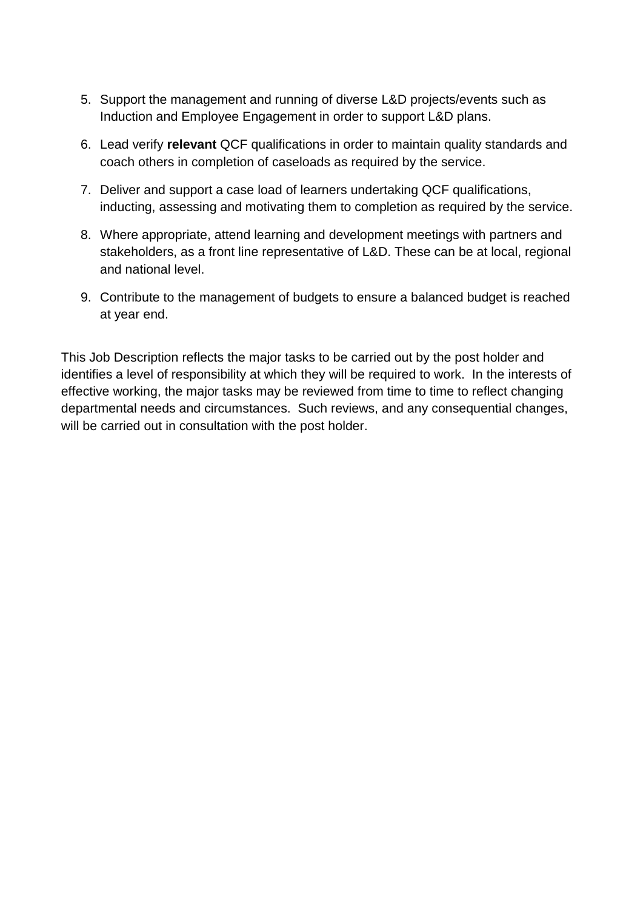5. Support the management and running of diverse L&D projects/events such as Induction and Employee Engagement in order to support L&D plans.

6. Lead verify **relevant** QCF qualifications in order to maintain quality standards and coach others in completion of caseloads as required by the service.

7. Deliver and support a case load of learners undertaking QCF qualifications, inducting, assessing and motivating them to completion as required by the service.

8. Where appropriate, attend learning and development meetings with partners and stakeholders, as a front line representative of L&D. These can be at local, regional and national level.

9. Contribute to the management of budgets to ensure a balanced budget is reached at year end.

This Job Description reflects the major tasks to be carried out by the post holder and identifies a level of responsibility at which they will be required to work. In the interests of effective working, the major tasks may be reviewed from time to time to reflect changing departmental needs and circumstances. Such reviews, and any consequential changes, will be carried out in consultation with the post holder.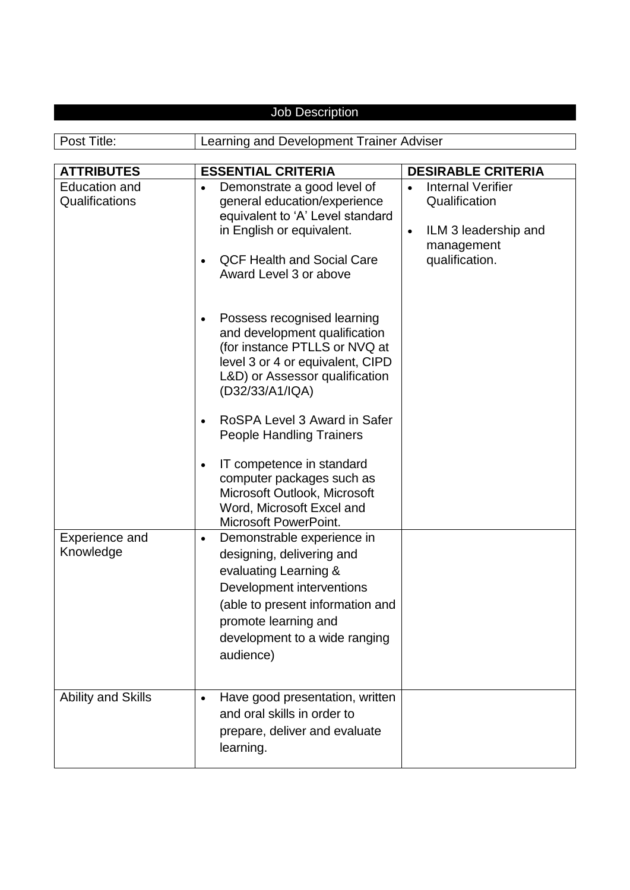## Job Description

| Post Title: | Learning and Development Trainer Adviser |
|---|---|

| ATTRIBUTES | ESSENTIAL CRITERIA | DESIRABLE CRITERIA |
|---|---|---|
| Education and Qualifications | • Demonstrate a good level of general education/experience equivalent to 'A' Level standard in English or equivalent.<br>• QCF Health and Social Care Award Level 3 or above<br>• Possess recognised learning and development qualification (for instance PTLLS or NVQ at level 3 or 4 or equivalent, CIPD L&D) or Assessor qualification (D32/33/A1/IQA)<br>• RoSPA Level 3 Award in Safer People Handling Trainers<br>• IT competence in standard computer packages such as Microsoft Outlook, Microsoft Word, Microsoft Excel and Microsoft PowerPoint. | • Internal Verifier Qualification<br>• ILM 3 leadership and management qualification. |
| Experience and Knowledge | • Demonstrable experience in designing, delivering and evaluating Learning & Development interventions (able to present information and promote learning and development to a wide ranging audience) | |
| Ability and Skills | • Have good presentation, written and oral skills in order to prepare, deliver and evaluate learning. | |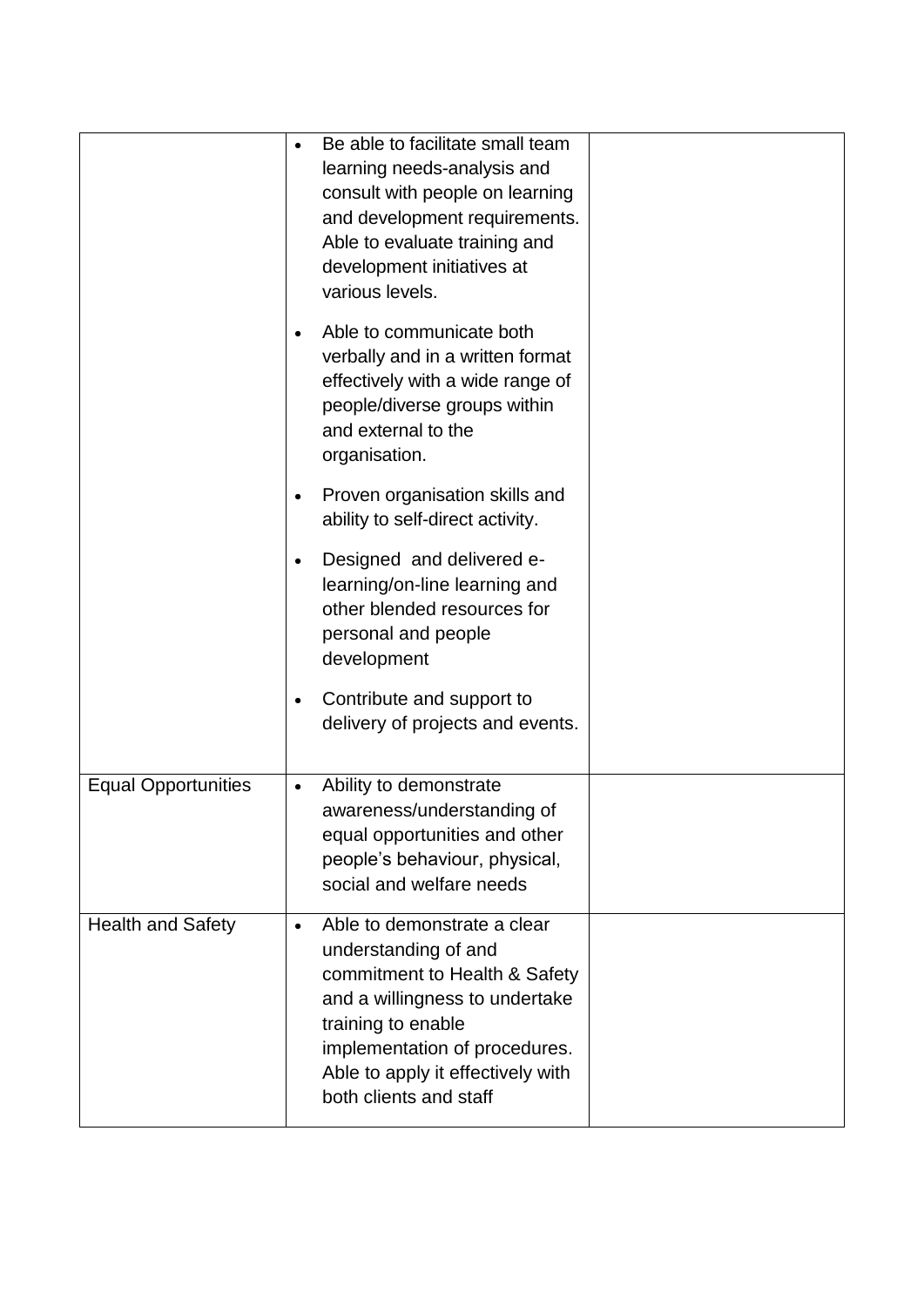| | | |
|---|---|---|
| | • Be able to facilitate small team learning needs-analysis and consult with people on learning and development requirements. Able to evaluate training and development initiatives at various levels.<br><br>• Able to communicate both verbally and in a written format effectively with a wide range of people/diverse groups within and external to the organisation.<br><br>• Proven organisation skills and ability to self-direct activity.<br><br>• Designed and delivered e-learning/on-line learning and other blended resources for personal and people development<br><br>• Contribute and support to delivery of projects and events. | |
| Equal Opportunities | • Ability to demonstrate awareness/understanding of equal opportunities and other people's behaviour, physical, social and welfare needs | |
| Health and Safety | • Able to demonstrate a clear understanding of and commitment to Health & Safety and a willingness to undertake training to enable implementation of procedures. Able to apply it effectively with both clients and staff | |